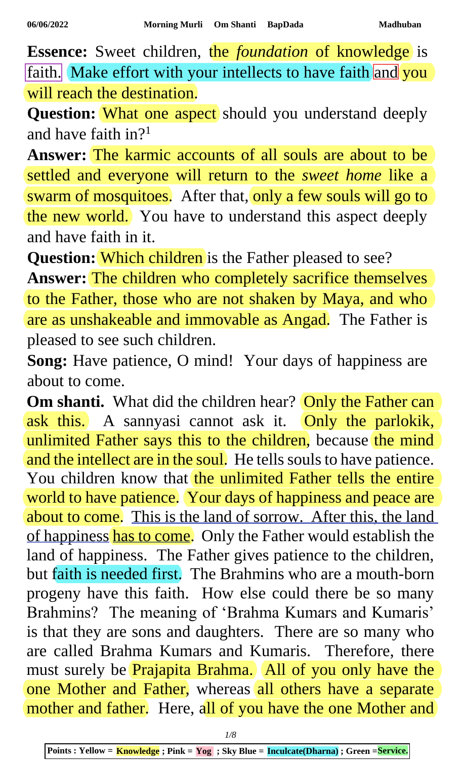**Essence:** Sweet children, the *foundation* of knowledge is faith. Make effort with your intellects to have faith and you will reach the destination.

**Question:** What one aspect should you understand deeply and have faith in?[1]

**Answer:** The karmic accounts of all souls are about to be settled and everyone will return to the *sweet home* like a swarm of mosquitoes. After that, only a few souls will go to the new world. You have to understand this aspect deeply and have faith in it.

**Question:** Which children is the Father pleased to see?

**Answer:** The children who completely sacrifice themselves to the Father, those who are not shaken by Maya, and who are as unshakeable and immovable as Angad. The Father is pleased to see such children.

**Song:** Have patience, O mind! Your days of happiness are about to come.

**Om shanti.** What did the children hear? Only the Father can ask this. A sannyasi cannot ask it. Only the parlokik, unlimited Father says this to the children, because the mind and the intellect are in the soul. He tells souls to have patience. You children know that the unlimited Father tells the entire world to have patience. Your days of happiness and peace are about to come. This is the land of sorrow. After this, the land of happiness has to come. Only the Father would establish the land of happiness. The Father gives patience to the children, but faith is needed first. The Brahmins who are a mouth-born progeny have this faith. How else could there be so many Brahmins? The meaning of 'Brahma Kumars and Kumaris' is that they are sons and daughters. There are so many who are called Brahma Kumars and Kumaris. Therefore, there must surely be Prajapita Brahma. All of you only have the one Mother and Father, whereas all others have a separate mother and father. Here, all of you have the one Mother and

Points : Yellow = Knowledge ; Pink = Yog ; Sky Blue = Inculcate(Dharna) ; Green = Service.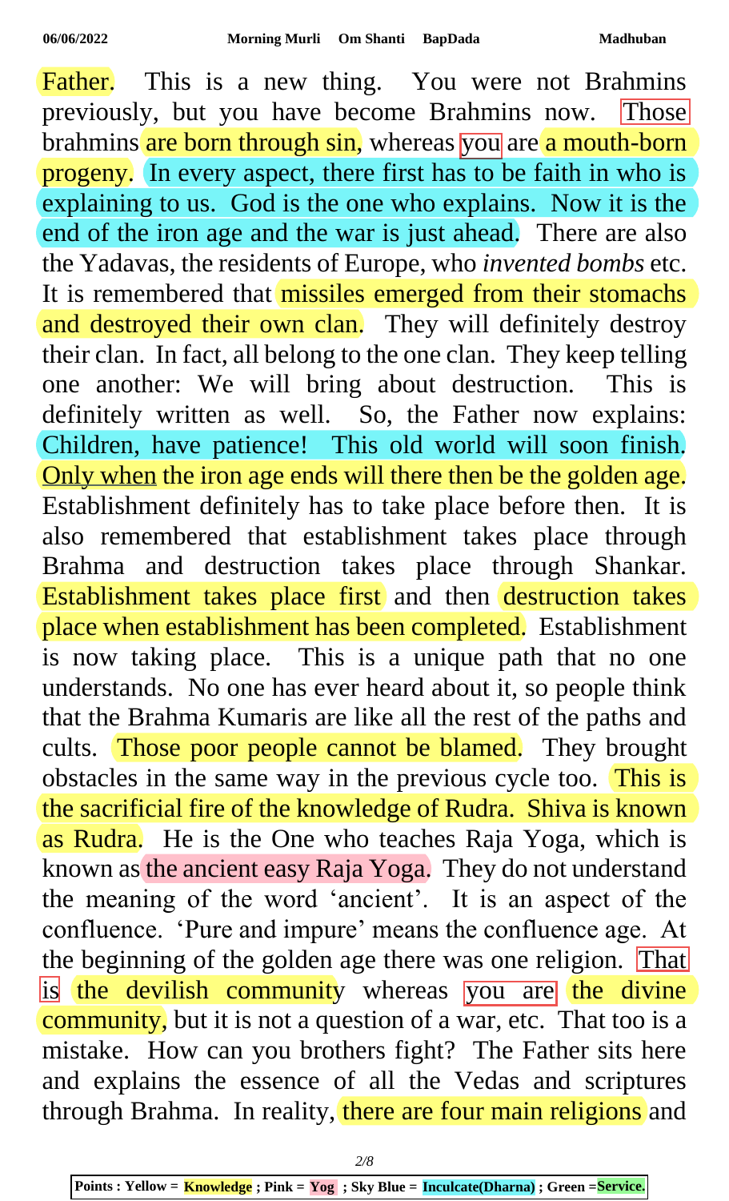Father. This is a new thing. You were not Brahmins previously, but you have become Brahmins now. Those brahmins are born through sin, whereas you are a mouth-born progeny. In every aspect, there first has to be faith in who is explaining to us. God is the one who explains. Now it is the end of the iron age and the war is just ahead. There are also the Yadavas, the residents of Europe, who *invented bombs* etc. It is remembered that missiles emerged from their stomachs and destroyed their own clan. They will definitely destroy their clan. In fact, all belong to the one clan. They keep telling one another: We will bring about destruction. This is definitely written as well. So, the Father now explains: Children, have patience! This old world will soon finish. Only when the iron age ends will there then be the golden age. Establishment definitely has to take place before then. It is also remembered that establishment takes place through Brahma and destruction takes place through Shankar. Establishment takes place first and then destruction takes place when establishment has been completed. Establishment is now taking place. This is a unique path that no one understands. No one has ever heard about it, so people think that the Brahma Kumaris are like all the rest of the paths and cults. Those poor people cannot be blamed. They brought obstacles in the same way in the previous cycle too. This is the sacrificial fire of the knowledge of Rudra. Shiva is known as Rudra. He is the One who teaches Raja Yoga, which is known as the ancient easy Raja Yoga. They do not understand the meaning of the word 'ancient'. It is an aspect of the confluence. 'Pure and impure' means the confluence age. At the beginning of the golden age there was one religion. That is the devilish community whereas you are the divine community, but it is not a question of a war, etc. That too is a mistake. How can you brothers fight? The Father sits here and explains the essence of all the Vedas and scriptures through Brahma. In reality, there are four main religions and

**Points : Yellow = Knowledge ; Pink = Yog ; Sky Blue = Inculcate(Dharna) ; Green = Service.**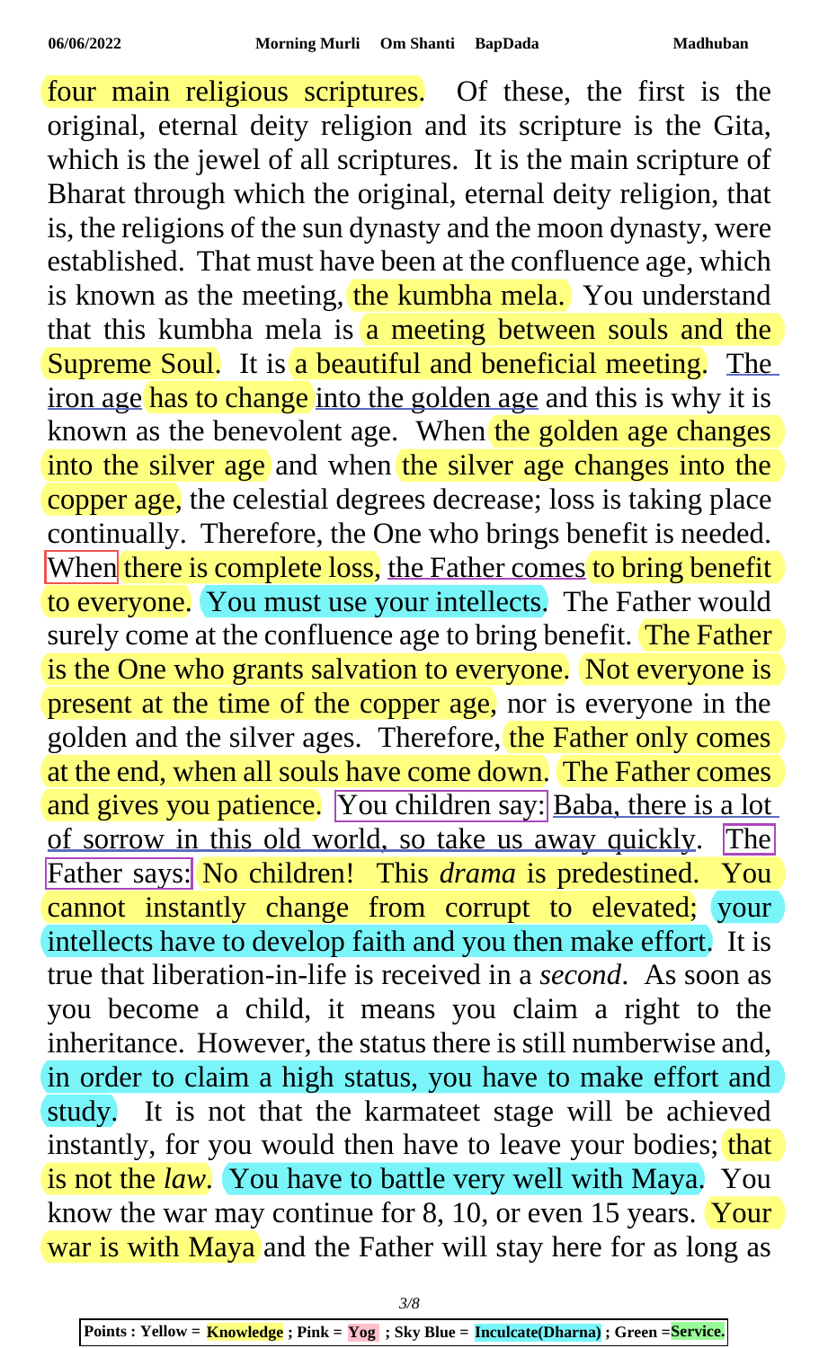four main religious scriptures. Of these, the first is the original, eternal deity religion and its scripture is the Gita, which is the jewel of all scriptures. It is the main scripture of Bharat through which the original, eternal deity religion, that is, the religions of the sun dynasty and the moon dynasty, were established. That must have been at the confluence age, which is known as the meeting, the kumbha mela. You understand that this kumbha mela is a meeting between souls and the Supreme Soul. It is a beautiful and beneficial meeting. The iron age has to change into the golden age and this is why it is known as the benevolent age. When the golden age changes into the silver age and when the silver age changes into the copper age, the celestial degrees decrease; loss is taking place continually. Therefore, the One who brings benefit is needed. When there is complete loss, the Father comes to bring benefit to everyone. You must use your intellects. The Father would surely come at the confluence age to bring benefit. The Father is the One who grants salvation to everyone. Not everyone is present at the time of the copper age, nor is everyone in the golden and the silver ages. Therefore, the Father only comes at the end, when all souls have come down. The Father comes and gives you patience. You children say: Baba, there is a lot of sorrow in this old world, so take us away quickly. The Father says: No children! This *drama* is predestined. You cannot instantly change from corrupt to elevated; your intellects have to develop faith and you then make effort. It is true that liberation-in-life is received in a *second*. As soon as you become a child, it means you claim a right to the inheritance. However, the status there is still numberwise and, in order to claim a high status, you have to make effort and study. It is not that the karmateet stage will be achieved instantly, for you would then have to leave your bodies; that is not the *law*. You have to battle very well with Maya. You know the war may continue for 8, 10, or even 15 years. Your war is with Maya and the Father will stay here for as long as

Points : Yellow = **Knowledge** ; Pink = **Yog** ; Sky Blue = **Inculcate(Dharna)** ; Green = **Service.**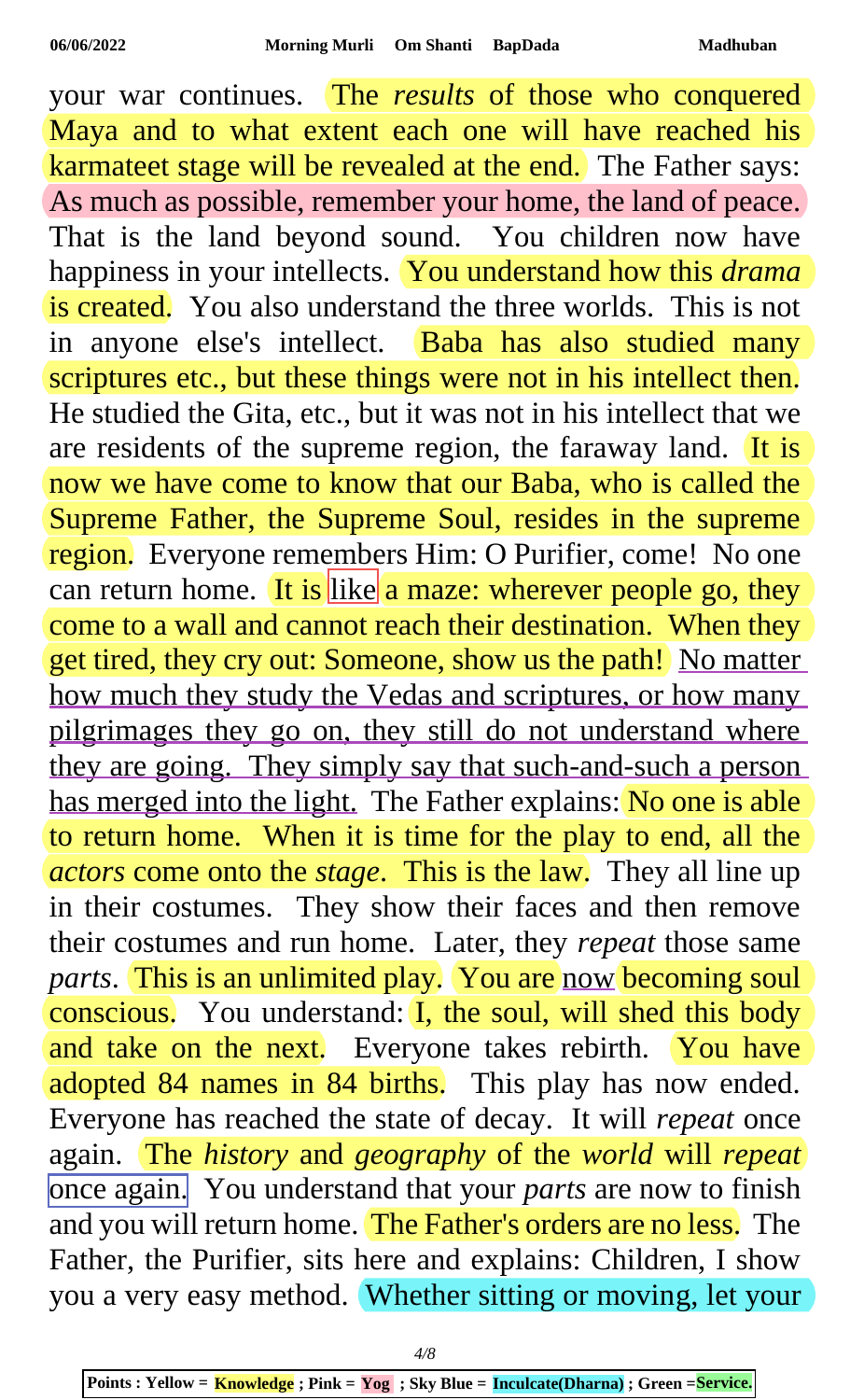your war continues. The *results* of those who conquered Maya and to what extent each one will have reached his karmateet stage will be revealed at the end. The Father says: As much as possible, remember your home, the land of peace. That is the land beyond sound. You children now have happiness in your intellects. You understand how this *drama* is created. You also understand the three worlds. This is not in anyone else's intellect. Baba has also studied many scriptures etc., but these things were not in his intellect then. He studied the Gita, etc., but it was not in his intellect that we are residents of the supreme region, the faraway land. It is now we have come to know that our Baba, who is called the Supreme Father, the Supreme Soul, resides in the supreme region. Everyone remembers Him: O Purifier, come! No one can return home. It is like a maze: wherever people go, they come to a wall and cannot reach their destination. When they get tired, they cry out: Someone, show us the path! No matter how much they study the Vedas and scriptures, or how many pilgrimages they go on, they still do not understand where they are going. They simply say that such-and-such a person has merged into the light. The Father explains: No one is able to return home. When it is time for the play to end, all the *actors* come onto the *stage*. This is the law. They all line up in their costumes. They show their faces and then remove their costumes and run home. Later, they *repeat* those same *parts*. This is an unlimited play. You are now becoming soul conscious. You understand: I, the soul, will shed this body and take on the next. Everyone takes rebirth. You have adopted 84 names in 84 births. This play has now ended. Everyone has reached the state of decay. It will *repeat* once again. The *history* and *geography* of the *world* will *repeat* once again. You understand that your *parts* are now to finish and you will return home. The Father's orders are no less. The Father, the Purifier, sits here and explains: Children, I show you a very easy method. Whether sitting or moving, let your

**Points : Yellow = Knowledge ; Pink = Yog ; Sky Blue = Inculcate(Dharna) ; Green = Service.**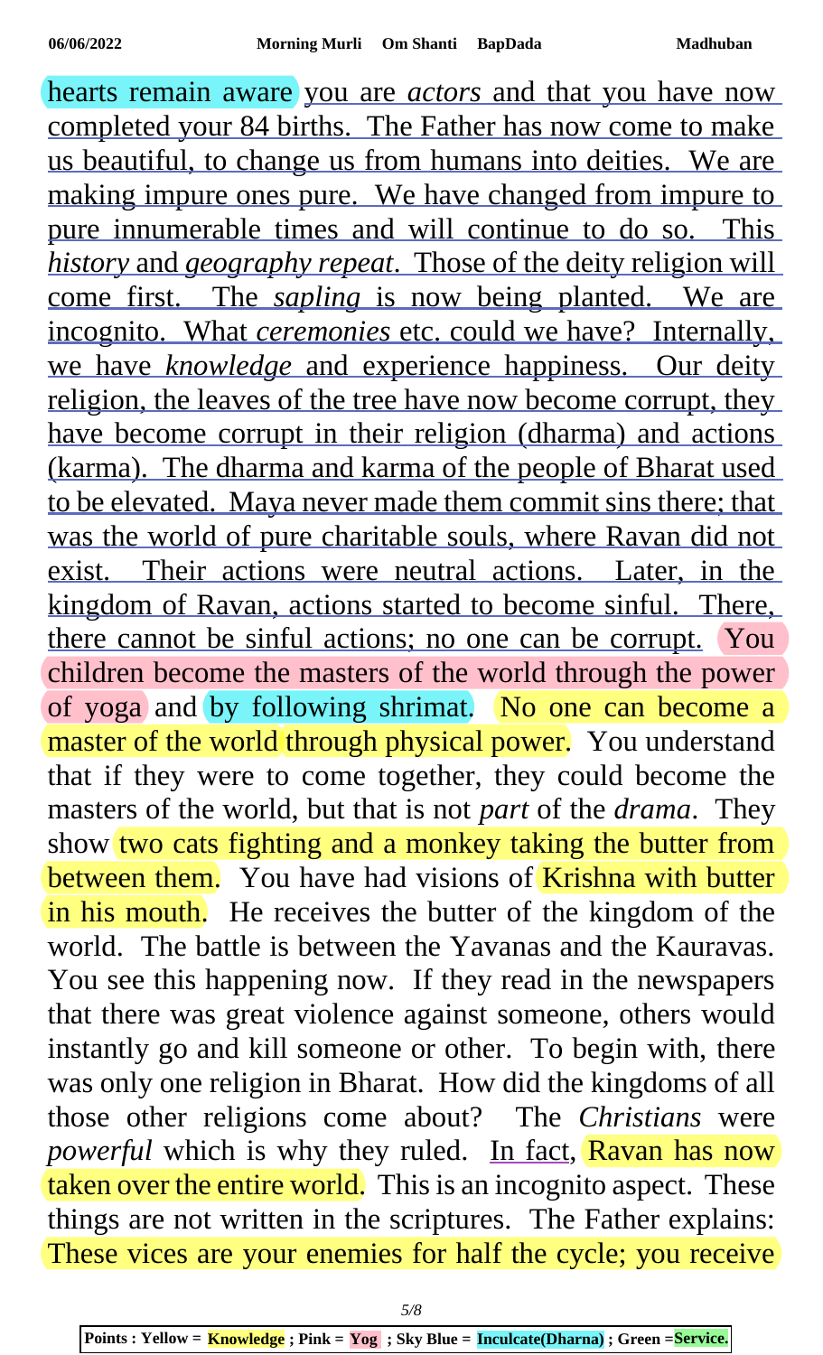hearts remain aware you are *actors* and that you have now completed your 84 births. The Father has now come to make us beautiful, to change us from humans into deities. We are making impure ones pure. We have changed from impure to pure innumerable times and will continue to do so. This *history* and *geography repeat*. Those of the deity religion will come first. The *sapling* is now being planted. We are incognito. What *ceremonies* etc. could we have? Internally, we have *knowledge* and experience happiness. Our deity religion, the leaves of the tree have now become corrupt, they have become corrupt in their religion (dharma) and actions (karma). The dharma and karma of the people of Bharat used to be elevated. Maya never made them commit sins there; that was the world of pure charitable souls, where Ravan did not exist. Their actions were neutral actions. Later, in the kingdom of Ravan, actions started to become sinful. There, there cannot be sinful actions; no one can be corrupt. You children become the masters of the world through the power of yoga and by following shrimat. No one can become a master of the world through physical power. You understand that if they were to come together, they could become the masters of the world, but that is not *part* of the *drama*. They show two cats fighting and a monkey taking the butter from between them. You have had visions of Krishna with butter in his mouth. He receives the butter of the kingdom of the world. The battle is between the Yavanas and the Kauravas. You see this happening now. If they read in the newspapers that there was great violence against someone, others would instantly go and kill someone or other. To begin with, there was only one religion in Bharat. How did the kingdoms of all those other religions come about? The *Christians* were *powerful* which is why they ruled. In fact, Ravan has now taken over the entire world. This is an incognito aspect. These things are not written in the scriptures. The Father explains: These vices are your enemies for half the cycle; you receive

**Points : Yellow = Knowledge ; Pink = Yog ; Sky Blue = Inculcate(Dharna) ; Green =Service.**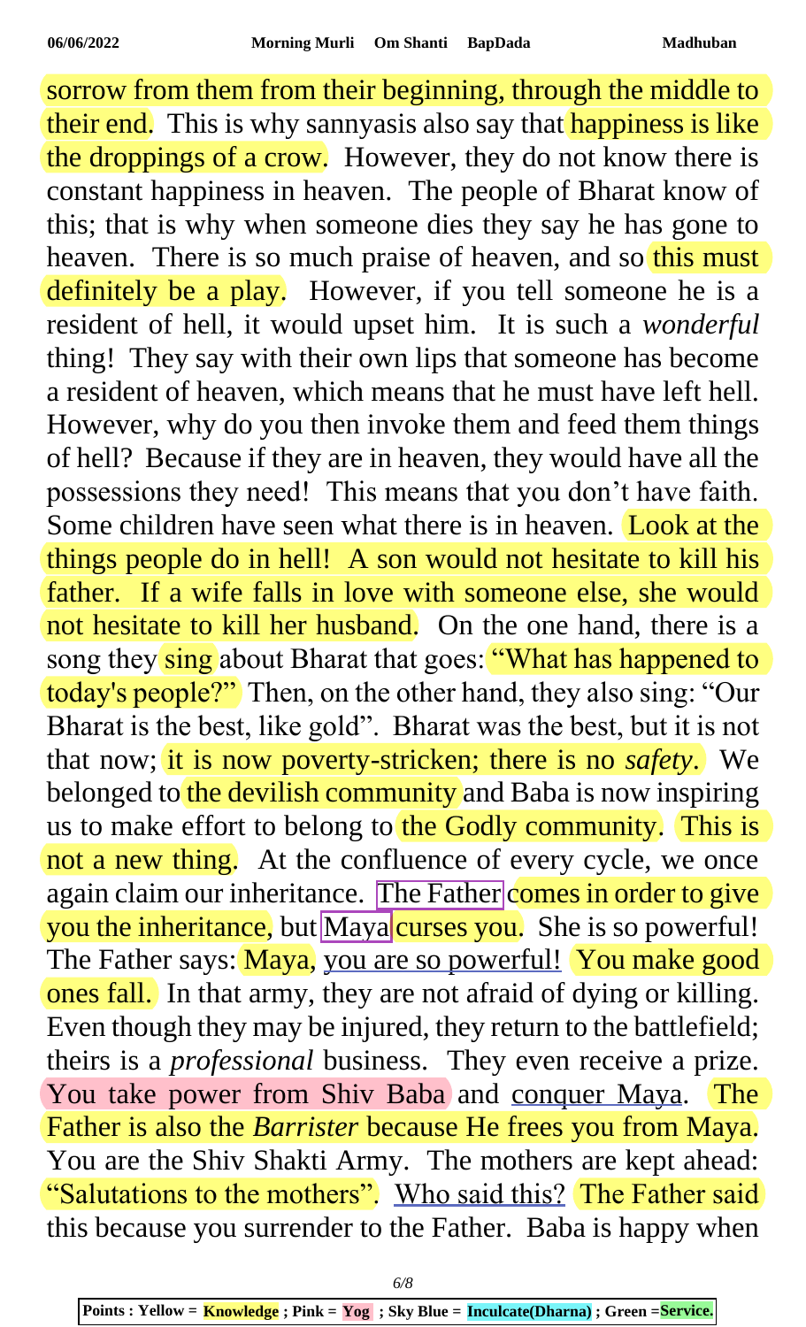sorrow from them from their beginning, through the middle to their end. This is why sannyasis also say that happiness is like the droppings of a crow. However, they do not know there is constant happiness in heaven. The people of Bharat know of this; that is why when someone dies they say he has gone to heaven. There is so much praise of heaven, and so this must definitely be a play. However, if you tell someone he is a resident of hell, it would upset him. It is such a *wonderful* thing! They say with their own lips that someone has become a resident of heaven, which means that he must have left hell. However, why do you then invoke them and feed them things of hell? Because if they are in heaven, they would have all the possessions they need! This means that you don't have faith. Some children have seen what there is in heaven. Look at the things people do in hell! A son would not hesitate to kill his father. If a wife falls in love with someone else, she would not hesitate to kill her husband. On the one hand, there is a song they sing about Bharat that goes: "What has happened to today's people?" Then, on the other hand, they also sing: "Our Bharat is the best, like gold". Bharat was the best, but it is not that now; it is now poverty-stricken; there is no *safety*. We belonged to the devilish community and Baba is now inspiring us to make effort to belong to the Godly community. This is not a new thing. At the confluence of every cycle, we once again claim our inheritance. The Father comes in order to give you the inheritance, but Maya curses you. She is so powerful! The Father says: Maya, you are so powerful! You make good ones fall. In that army, they are not afraid of dying or killing. Even though they may be injured, they return to the battlefield; theirs is a *professional* business. They even receive a prize. You take power from Shiv Baba and conquer Maya. The Father is also the *Barrister* because He frees you from Maya. You are the Shiv Shakti Army. The mothers are kept ahead: "Salutations to the mothers". Who said this? The Father said this because you surrender to the Father. Baba is happy when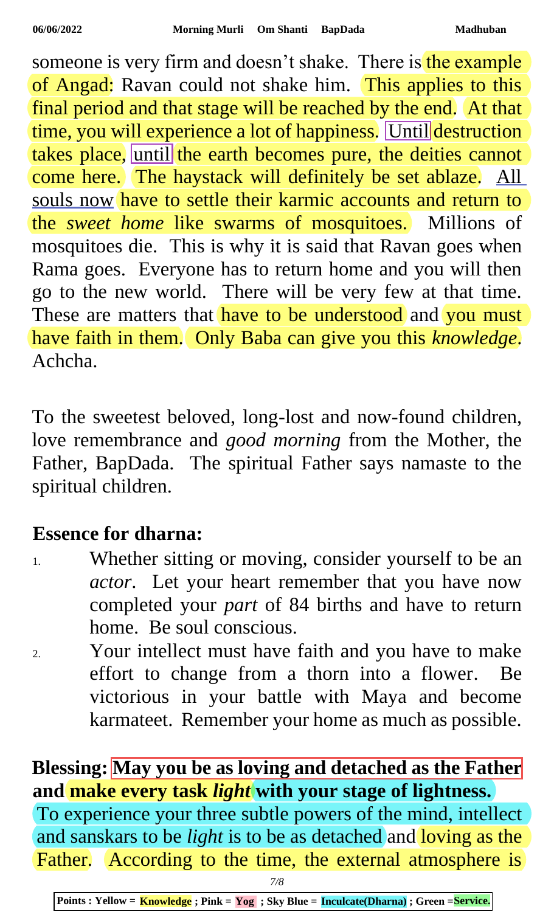someone is very firm and doesn't shake. There is the example of Angad: Ravan could not shake him. This applies to this final period and that stage will be reached by the end. At that time, you will experience a lot of happiness. Until destruction takes place, until the earth becomes pure, the deities cannot come here. The haystack will definitely be set ablaze. All souls now have to settle their karmic accounts and return to the *sweet home* like swarms of mosquitoes. Millions of mosquitoes die. This is why it is said that Ravan goes when Rama goes. Everyone has to return home and you will then go to the new world. There will be very few at that time. These are matters that have to be understood and you must have faith in them. Only Baba can give you this *knowledge*. Achcha.

To the sweetest beloved, long-lost and now-found children, love remembrance and *good morning* from the Mother, the Father, BapDada. The spiritual Father says namaste to the spiritual children.

**Essence for dharna:**

1. Whether sitting or moving, consider yourself to be an *actor*. Let your heart remember that you have now completed your *part* of 84 births and have to return home. Be soul conscious.
2. Your intellect must have faith and you have to make effort to change from a thorn into a flower. Be victorious in your battle with Maya and become karmateet. Remember your home as much as possible.

**Blessing: May you be as loving and detached as the Father and make every task *light* with your stage of lightness.**

To experience your three subtle powers of the mind, intellect and sanskars to be *light* is to be as detached and loving as the Father. According to the time, the external atmosphere is

Points : Yellow = Knowledge ; Pink = Yog ; Sky Blue = Inculcate(Dharna) ; Green =Service.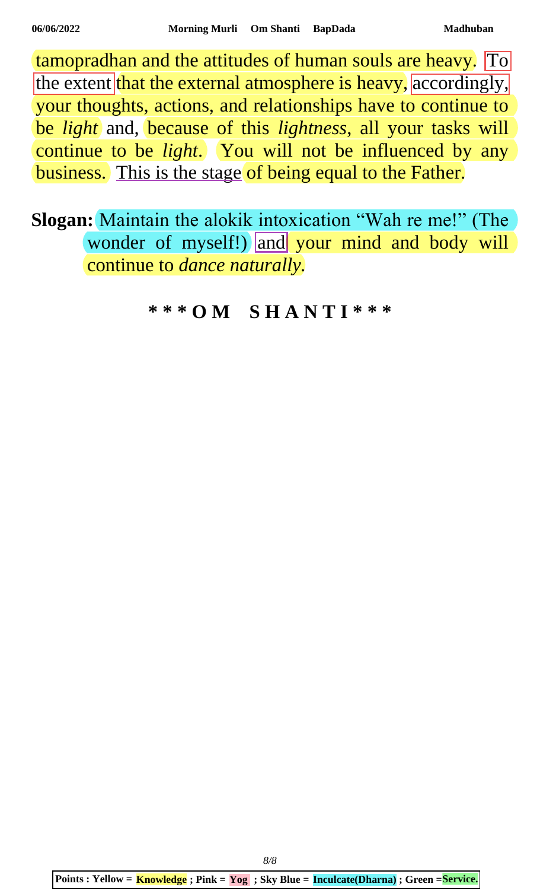tamopradhan and the attitudes of human souls are heavy. To the extent that the external atmosphere is heavy, accordingly, your thoughts, actions, and relationships have to continue to be *light* and, because of this *lightness*, all your tasks will continue to be *light*. You will not be influenced by any business. This is the stage of being equal to the Father.

**Slogan:** Maintain the alokik intoxication "Wah re me!" (The wonder of myself!) and your mind and body will continue to *dance naturally.*

**\*\*\*O M  S H A N T I\*\*\***

**Points : Yellow = Knowledge ; Pink = Yog ; Sky Blue = Inculcate(Dharna) ; Green =Service.**